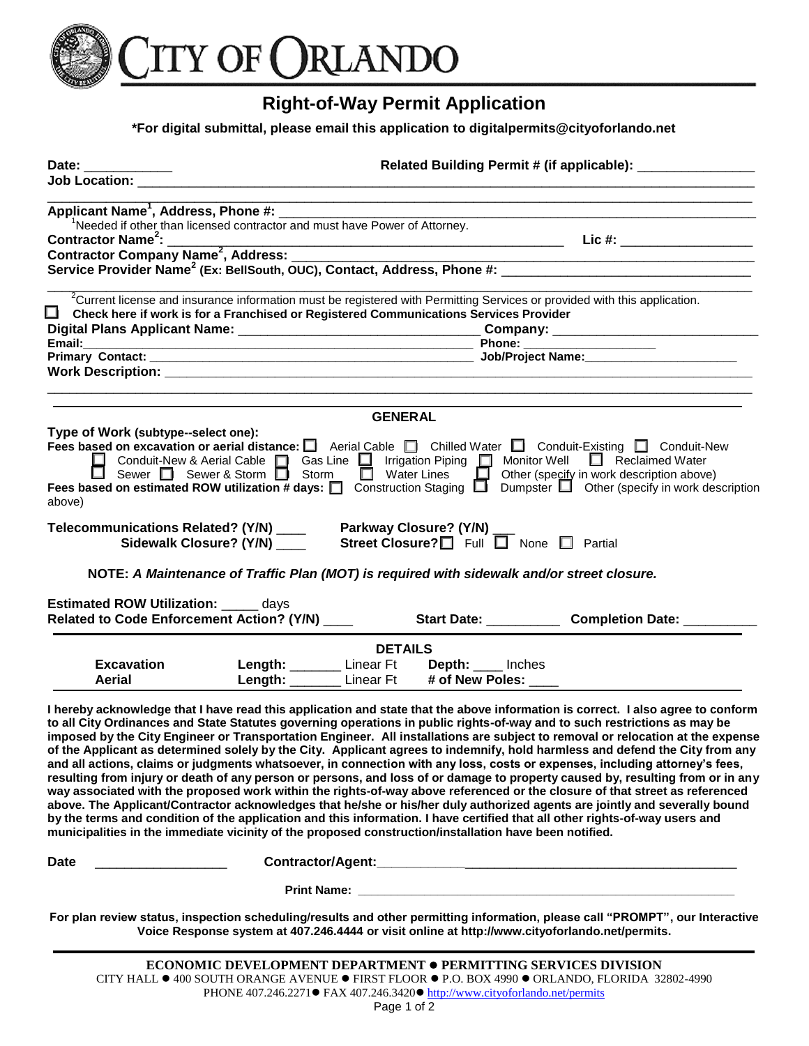# CITY OF ORLANDO

## Right-of-Way Permit Application

**\*For digital submittal, please email this application to digitalpermits@cityoforlando.net**

**Date:** ____________ **Related Building Permit # (if applicable):** _______________

**Job Location:** ______________________________________________________________________

______________________________________________________________________________________

**Applicant Name[1], Address, Phone #:** ________________________________________________

[1]Needed if other than licensed contractor and must have Power of Attorney.

**Contractor Name[2]:** ______________________________________________ **Lic #:** _________________

**Contractor Company Name[2], Address:** ________________________________________________

**Service Provider Name[2] (Ex: BellSouth, OUC), Contact, Address, Phone #:** ______________________

______________________________________________________________________________________

[2]Current license and insurance information must be registered with Permitting Services or provided with this application.

☐ **Check here if work is for a Franchised or Registered Communications Services Provider**

**Digital Plans Applicant Name:** ________________________________ **Company:** ___________________________

**Email:** ________________________________________________ **Phone:** ___________________

**Primary Contact:** ________________________________________ **Job/Project Name:** ______________________

**Work Description:** ____________________________________________________________________

______________________________________________________________________________________

### GENERAL

**Type of Work (subtype--select one):**

**Fees based on excavation or aerial distance:** ☐ Aerial Cable ☐ Chilled Water ☐ Conduit-Existing ☐ Conduit-New ☐ Conduit-New & Aerial Cable ☐ Gas Line ☐ Irrigation Piping ☐ Monitor Well ☐ Reclaimed Water ☐ Sewer ☐ Sewer & Storm ☐ Storm ☐ Water Lines ☐ Other (specify in work description above)

**Fees based on estimated ROW utilization # days:** ☐ Construction Staging ☐ Dumpster ☐ Other (specify in work description above)

**Telecommunications Related? (Y/N)** ____ **Parkway Closure? (Y/N)** ___

**Sidewalk Closure? (Y/N)** ____ **Street Closure?** ☐ Full ☐ None ☐ Partial

**NOTE:** ***A Maintenance of Traffic Plan (MOT) is required with sidewalk and/or street closure.***

**Estimated ROW Utilization:** _____ days

**Related to Code Enforcement Action? (Y/N)** ____ **Start Date:** __________ **Completion Date:** __________

### DETAILS

| | | |
|---|---|---|
| **Excavation** | **Length:** _______ Linear Ft | **Depth:** ____ Inches |
| **Aerial** | **Length:** _______ Linear Ft | **# of New Poles:** ____ |

**I hereby acknowledge that I have read this application and state that the above information is correct. I also agree to conform to all City Ordinances and State Statutes governing operations in public rights-of-way and to such restrictions as may be imposed by the City Engineer or Transportation Engineer. All installations are subject to removal or relocation at the expense of the Applicant as determined solely by the City. Applicant agrees to indemnify, hold harmless and defend the City from any and all actions, claims or judgments whatsoever, in connection with any loss, costs or expenses, including attorney's fees, resulting from injury or death of any person or persons, and loss of or damage to property caused by, resulting from or in any way associated with the proposed work within the rights-of-way above referenced or the closure of that street as referenced above. The Applicant/Contractor acknowledges that he/she or his/her duly authorized agents are jointly and severally bound by the terms and condition of the application and this information. I have certified that all other rights-of-way users and municipalities in the immediate vicinity of the proposed construction/installation have been notified.**

**Date** __________________ **Contractor/Agent:** ____________________________________________

**Print Name:** _________________________________________________________

**For plan review status, inspection scheduling/results and other permitting information, please call "PROMPT", our Interactive Voice Response system at 407.246.4444 or visit online at http://www.cityoforlando.net/permits.**

**ECONOMIC DEVELOPMENT DEPARTMENT ● PERMITTING SERVICES DIVISION**

CITY HALL ● 400 SOUTH ORANGE AVENUE ● FIRST FLOOR ● P.O. BOX 4990 ● ORLANDO, FLORIDA 32802-4990

PHONE 407.246.2271● FAX 407.246.3420● http://www.cityoforlando.net/permits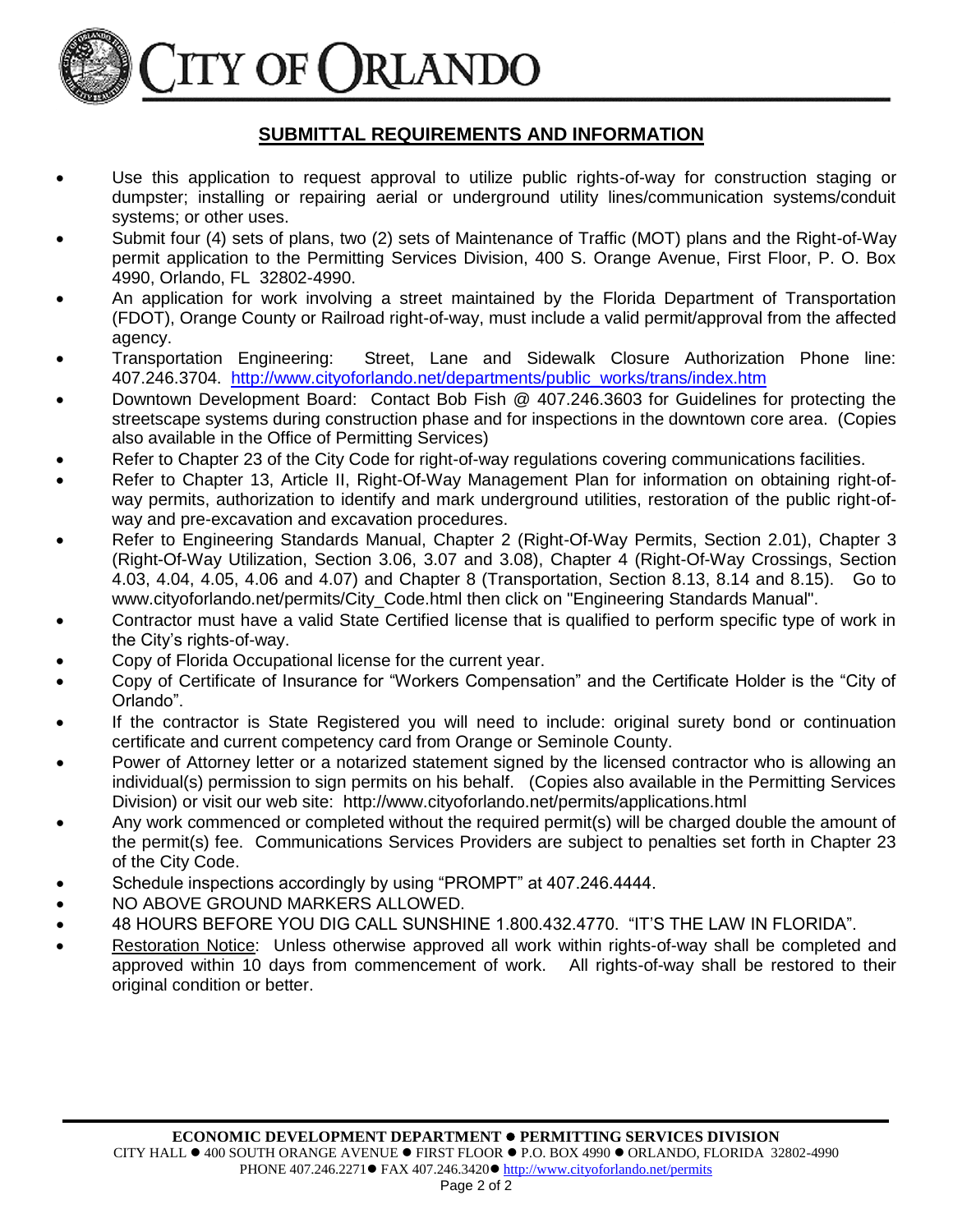# CITY OF ORLANDO

## SUBMITTAL REQUIREMENTS AND INFORMATION

- Use this application to request approval to utilize public rights-of-way for construction staging or dumpster; installing or repairing aerial or underground utility lines/communication systems/conduit systems; or other uses.
- Submit four (4) sets of plans, two (2) sets of Maintenance of Traffic (MOT) plans and the Right-of-Way permit application to the Permitting Services Division, 400 S. Orange Avenue, First Floor, P. O. Box 4990, Orlando, FL 32802-4990.
- An application for work involving a street maintained by the Florida Department of Transportation (FDOT), Orange County or Railroad right-of-way, must include a valid permit/approval from the affected agency.
- Transportation Engineering: Street, Lane and Sidewalk Closure Authorization Phone line: 407.246.3704. http://www.cityoforlando.net/departments/public_works/trans/index.htm
- Downtown Development Board: Contact Bob Fish @ 407.246.3603 for Guidelines for protecting the streetscape systems during construction phase and for inspections in the downtown core area. (Copies also available in the Office of Permitting Services)
- Refer to Chapter 23 of the City Code for right-of-way regulations covering communications facilities.
- Refer to Chapter 13, Article II, Right-Of-Way Management Plan for information on obtaining right-of-way permits, authorization to identify and mark underground utilities, restoration of the public right-of-way and pre-excavation and excavation procedures.
- Refer to Engineering Standards Manual, Chapter 2 (Right-Of-Way Permits, Section 2.01), Chapter 3 (Right-Of-Way Utilization, Section 3.06, 3.07 and 3.08), Chapter 4 (Right-Of-Way Crossings, Section 4.03, 4.04, 4.05, 4.06 and 4.07) and Chapter 8 (Transportation, Section 8.13, 8.14 and 8.15). Go to www.cityoforlando.net/permits/City_Code.html then click on "Engineering Standards Manual".
- Contractor must have a valid State Certified license that is qualified to perform specific type of work in the City's rights-of-way.
- Copy of Florida Occupational license for the current year.
- Copy of Certificate of Insurance for "Workers Compensation" and the Certificate Holder is the "City of Orlando".
- If the contractor is State Registered you will need to include: original surety bond or continuation certificate and current competency card from Orange or Seminole County.
- Power of Attorney letter or a notarized statement signed by the licensed contractor who is allowing an individual(s) permission to sign permits on his behalf. (Copies also available in the Permitting Services Division) or visit our web site: http://www.cityoforlando.net/permits/applications.html
- Any work commenced or completed without the required permit(s) will be charged double the amount of the permit(s) fee. Communications Services Providers are subject to penalties set forth in Chapter 23 of the City Code.
- Schedule inspections accordingly by using "PROMPT" at 407.246.4444.
- NO ABOVE GROUND MARKERS ALLOWED.
- 48 HOURS BEFORE YOU DIG CALL SUNSHINE 1.800.432.4770. "IT'S THE LAW IN FLORIDA".
- Restoration Notice: Unless otherwise approved all work within rights-of-way shall be completed and approved within 10 days from commencement of work. All rights-of-way shall be restored to their original condition or better.

**ECONOMIC DEVELOPMENT DEPARTMENT ● PERMITTING SERVICES DIVISION**
CITY HALL ● 400 SOUTH ORANGE AVENUE ● FIRST FLOOR ● P.O. BOX 4990 ● ORLANDO, FLORIDA 32802-4990
PHONE 407.246.2271● FAX 407.246.3420● http://www.cityoforlando.net/permits